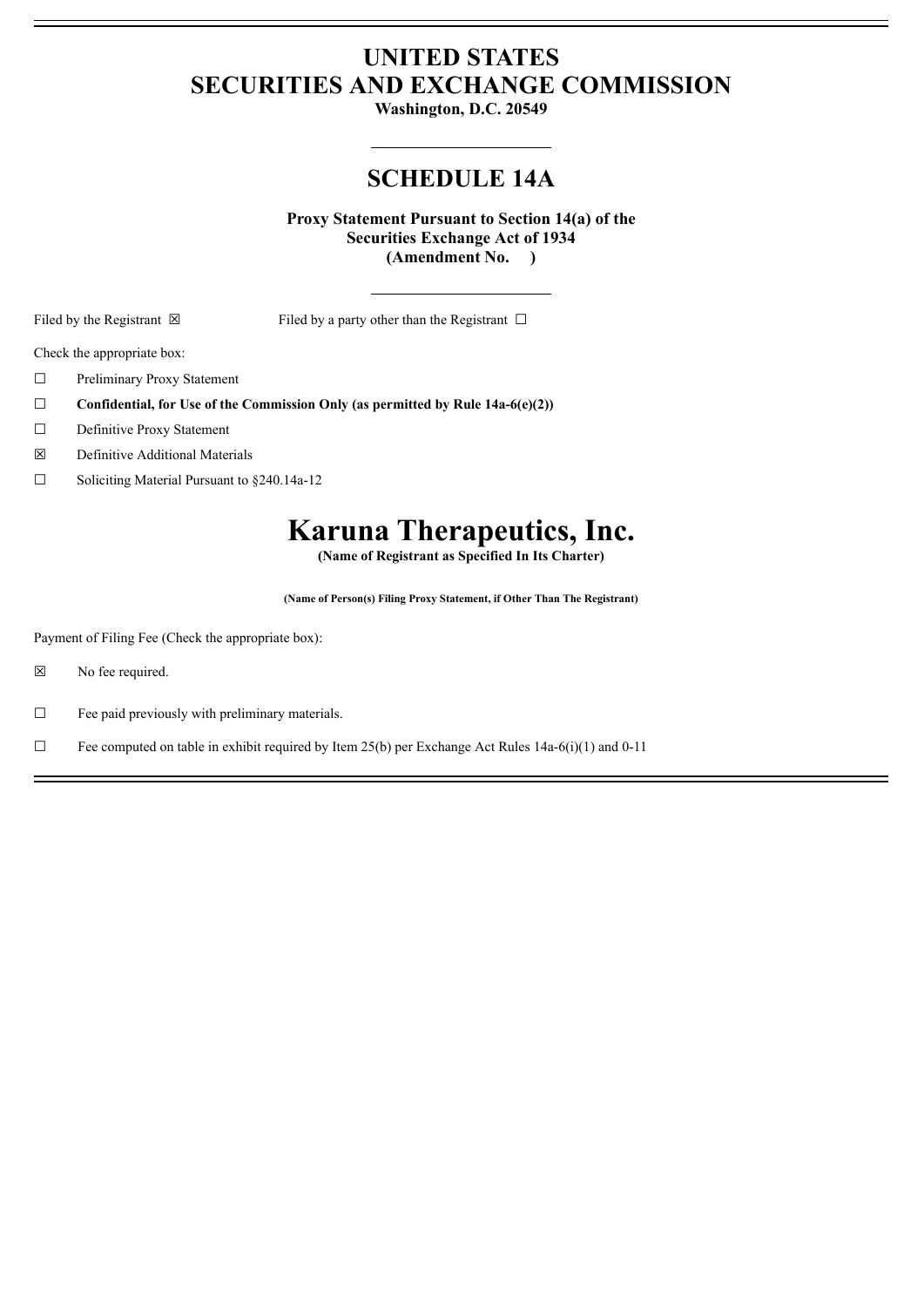# UNITED STATES
# SECURITIES AND EXCHANGE COMMISSION

**Washington, D.C. 20549**

## SCHEDULE 14A

**Proxy Statement Pursuant to Section 14(a) of the Securities Exchange Act of 1934 (Amendment No. )**

Filed by the Registrant ☒ Filed by a party other than the Registrant ☐

Check the appropriate box:

☐ Preliminary Proxy Statement

☐ **Confidential, for Use of the Commission Only (as permitted by Rule 14a-6(e)(2))**

☐ Definitive Proxy Statement

☒ Definitive Additional Materials

☐ Soliciting Material Pursuant to §240.14a-12

# Karuna Therapeutics, Inc.

**(Name of Registrant as Specified In Its Charter)**

**(Name of Person(s) Filing Proxy Statement, if Other Than The Registrant)**

Payment of Filing Fee (Check the appropriate box):

☒ No fee required.

☐ Fee paid previously with preliminary materials.

☐ Fee computed on table in exhibit required by Item 25(b) per Exchange Act Rules 14a-6(i)(1) and 0-11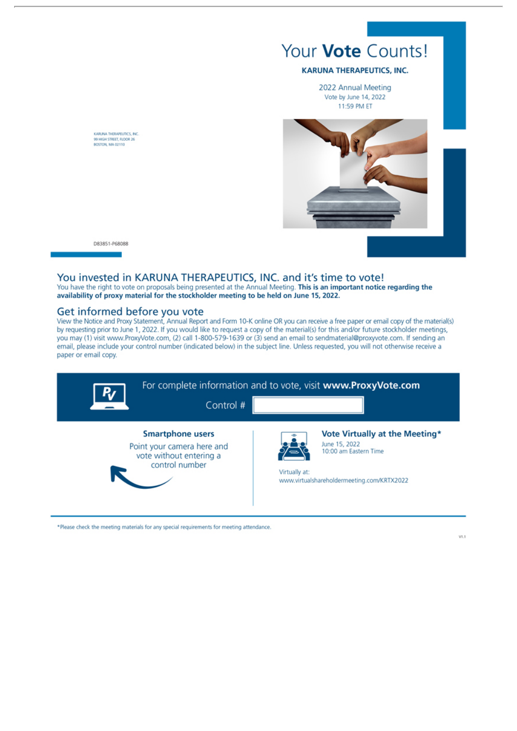KARUNA THERAPEUTICS, INC.
99 HIGH STREET, FLOOR 26
BOSTON, MA 02110

D83851-P68088

# Your **Vote** Counts!

**KARUNA THERAPEUTICS, INC.**

2022 Annual Meeting
Vote by June 14, 2022
11:59 PM ET

## You invested in KARUNA THERAPEUTICS, INC. and it's time to vote!

You have the right to vote on proposals being presented at the Annual Meeting. **This is an important notice regarding the availability of proxy material for the stockholder meeting to be held on June 15, 2022.**

## Get informed before you vote

View the Notice and Proxy Statement, Annual Report and Form 10-K online OR you can receive a free paper or email copy of the material(s) by requesting prior to June 1, 2022. If you would like to request a copy of the material(s) for this and/or future stockholder meetings, you may (1) visit www.ProxyVote.com, (2) call 1-800-579-1639 or (3) send an email to sendmaterial@proxyvote.com. If sending an email, please include your control number (indicated below) in the subject line. Unless requested, you will not otherwise receive a paper or email copy.

For complete information and to vote, visit **www.ProxyVote.com**

Control #

**Smartphone users**

Point your camera here and vote without entering a control number

**Vote Virtually at the Meeting***

June 15, 2022
10:00 am Eastern Time

Virtually at:
www.virtualshareholdermeeting.com/KRTX2022

*Please check the meeting materials for any special requirements for meeting attendance.

V1.1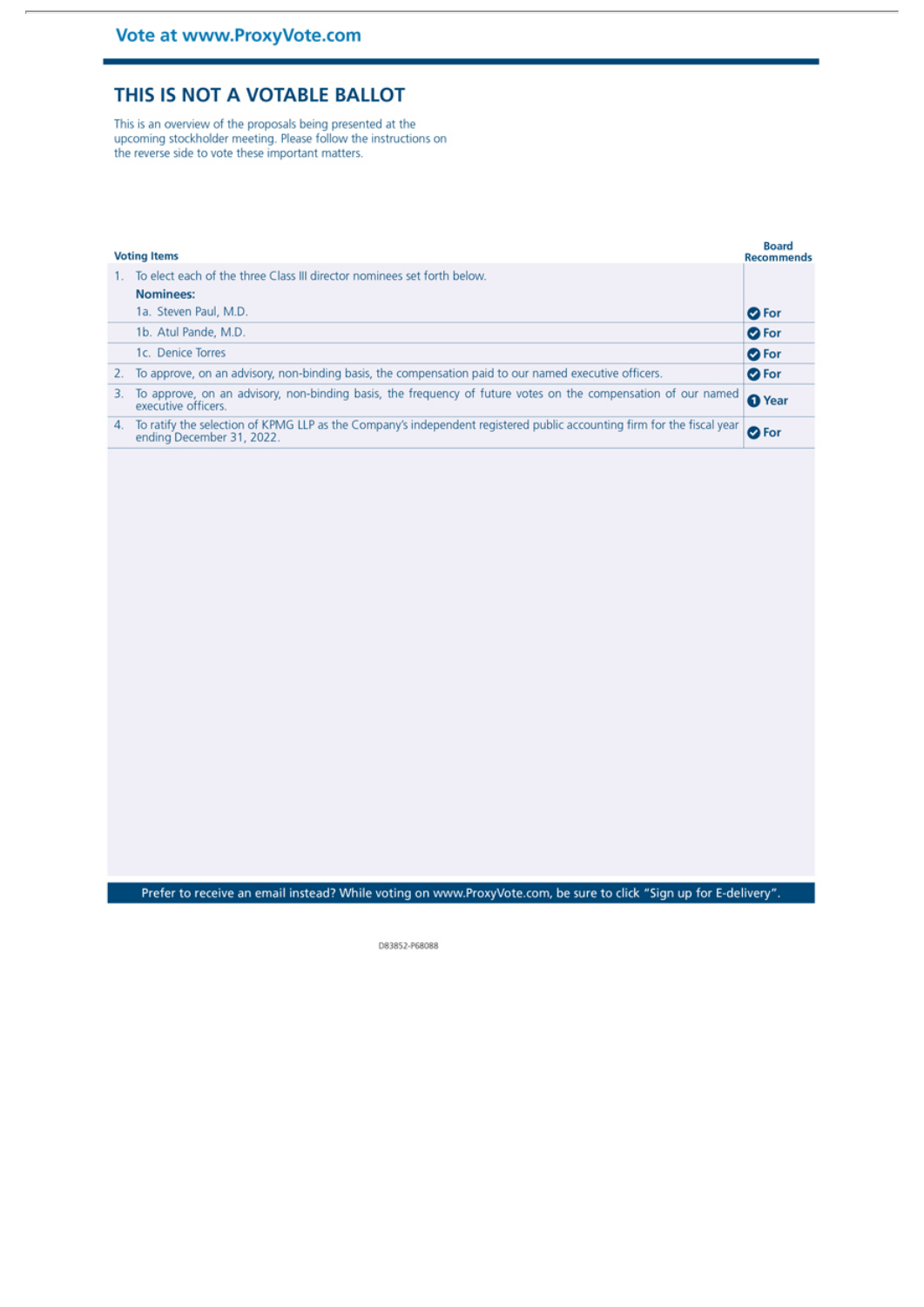**Vote at www.ProxyVote.com**

## THIS IS NOT A VOTABLE BALLOT

This is an overview of the proposals being presented at the upcoming stockholder meeting. Please follow the instructions on the reverse side to vote these important matters.

| Voting Items | Board Recommends |
|---|---|
| 1. To elect each of the three Class III director nominees set forth below. | |
| **Nominees:** | |
| 1a. Steven Paul, M.D. | For |
| 1b. Atul Pande, M.D. | For |
| 1c. Denice Torres | For |
| 2. To approve, on an advisory, non-binding basis, the compensation paid to our named executive officers. | For |
| 3. To approve, on an advisory, non-binding basis, the frequency of future votes on the compensation of our named executive officers. | 1 Year |
| 4. To ratify the selection of KPMG LLP as the Company's independent registered public accounting firm for the fiscal year ending December 31, 2022. | For |

**Prefer to receive an email instead? While voting on www.ProxyVote.com, be sure to click "Sign up for E-delivery".**

D83852-P68088